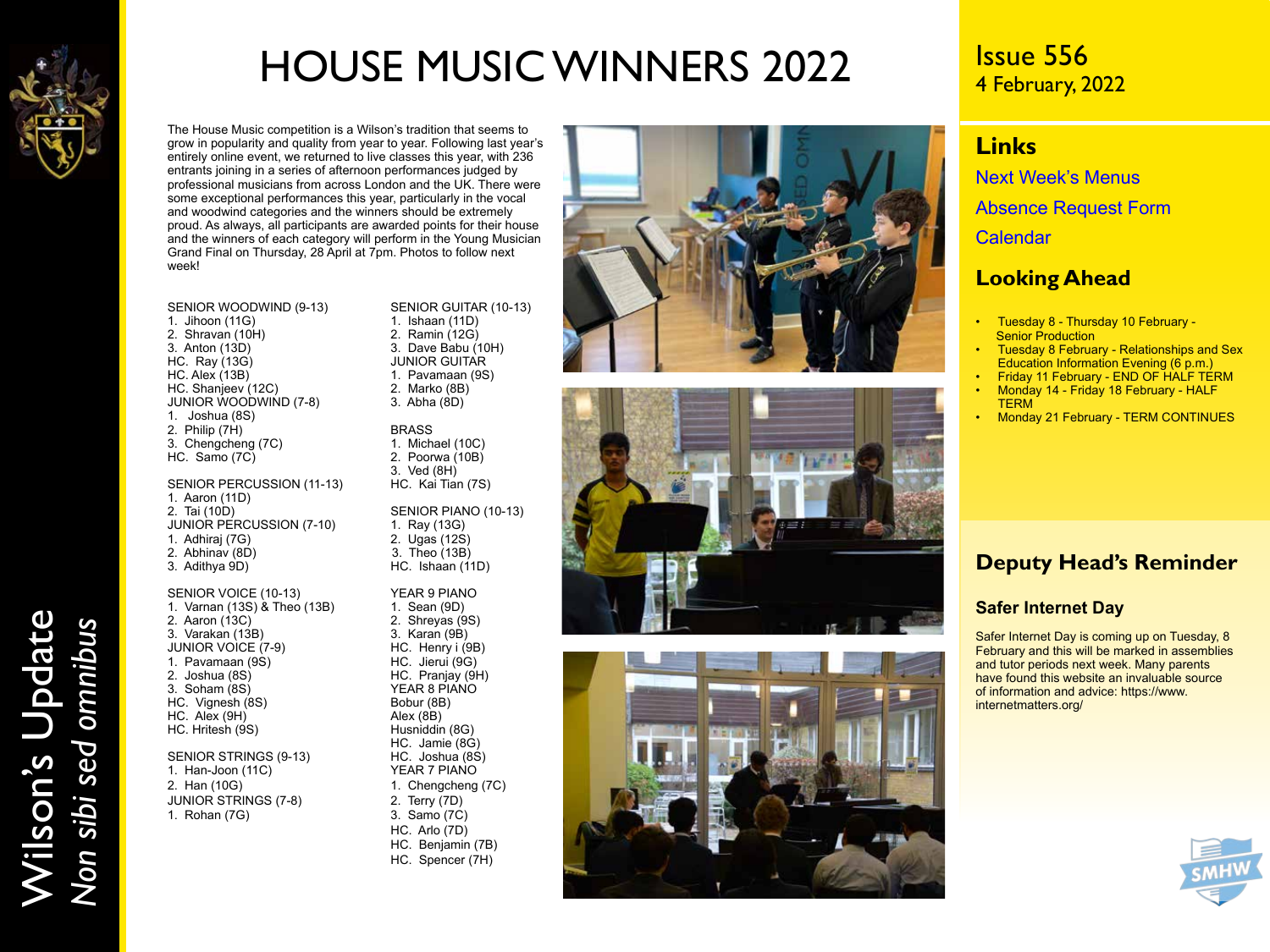# HOUSE MUSIC WINNERS 2022

The House Music competition is a Wilson's tradition that seems to grow in popularity and quality from year to year. Following last year's entirely online event, we returned to live classes this year, with 236 entrants joining in a series of afternoon performances judged by professional musicians from across London and the UK. There were some exceptional performances this year, particularly in the vocal and woodwind categories and the winners should be extremely proud. As always, all participants are awarded points for their house and the winners of each category will perform in the Young Musician Grand Final on Thursday, 28 April at 7pm. Photos to follow next week!

SENIOR WOODWIND (9-13)
1. Jihoon (11G)
2. Shravan (10H)
3. Anton (13D)
HC. Ray (13G)
HC. Alex (13B)
HC. Shanjeev (12C)

JUNIOR WOODWIND (7-8)
1. Joshua (8S)
2. Philip (7H)
3. Chengcheng (7C)
HC. Samo (7C)

SENIOR PERCUSSION (11-13)
1. Aaron (11D)
2. Tai (10D)

JUNIOR PERCUSSION (7-10)
1. Adhiraj (7G)
2. Abhinav (8D)
3. Adithya 9D)

SENIOR VOICE (10-13)
1. Varnan (13S) & Theo (13B)
2. Aaron (13C)
3. Varakan (13B)

JUNIOR VOICE (7-9)
1. Pavamaan (9S)
2. Joshua (8S)
3. Soham (8S)
HC. Vignesh (8S)
HC. Alex (9H)
HC. Hritesh (9S)

SENIOR STRINGS (9-13)
1. Han-Joon (11C)
2. Han (10G)

JUNIOR STRINGS (7-8)
1. Rohan (7G)

SENIOR GUITAR (10-13)
1. Ishaan (11D)
2. Ramin (12G)
3. Dave Babu (10H)

JUNIOR GUITAR
1. Pavamaan (9S)
2. Marko (8B)
3. Abha (8D)

BRASS
1. Michael (10C)
2. Poorwa (10B)
3. Ved (8H)
HC. Kai Tian (7S)

SENIOR PIANO (10-13)
1. Ray (13G)
2. Ugas (12S)
3. Theo (13B)
HC. Ishaan (11D)

YEAR 9 PIANO
1. Sean (9D)
2. Shreyas (9S)
3. Karan (9B)
HC. Henry i (9B)
HC. Jierui (9G)
HC. Pranjay (9H)

YEAR 8 PIANO
Bobur (8B)
Alex (8B)
Husniddin (8G)
HC. Jamie (8G)
HC. Joshua (8S)

YEAR 7 PIANO
1. Chengcheng (7C)
2. Terry (7D)
3. Samo (7C)
HC. Arlo (7D)
HC. Benjamin (7B)
HC. Spencer (7H)

Issue 556
4 February, 2022

## Links

Next Week's Menus
Absence Request Form
Calendar

## Looking Ahead

- Tuesday 8 - Thursday 10 February - Senior Production
- Tuesday 8 February - Relationships and Sex Education Information Evening (6 p.m.)
- Friday 11 February - END OF HALF TERM
- Monday 14 - Friday 18 February - HALF TERM
- Monday 21 February - TERM CONTINUES

## Deputy Head's Reminder

### Safer Internet Day

Safer Internet Day is coming up on Tuesday, 8 February and this will be marked in assemblies and tutor periods next week. Many parents have found this website an invaluable source of information and advice: https://www.internetmatters.org/

Wilson's Update
*Non sibi sed omnibus*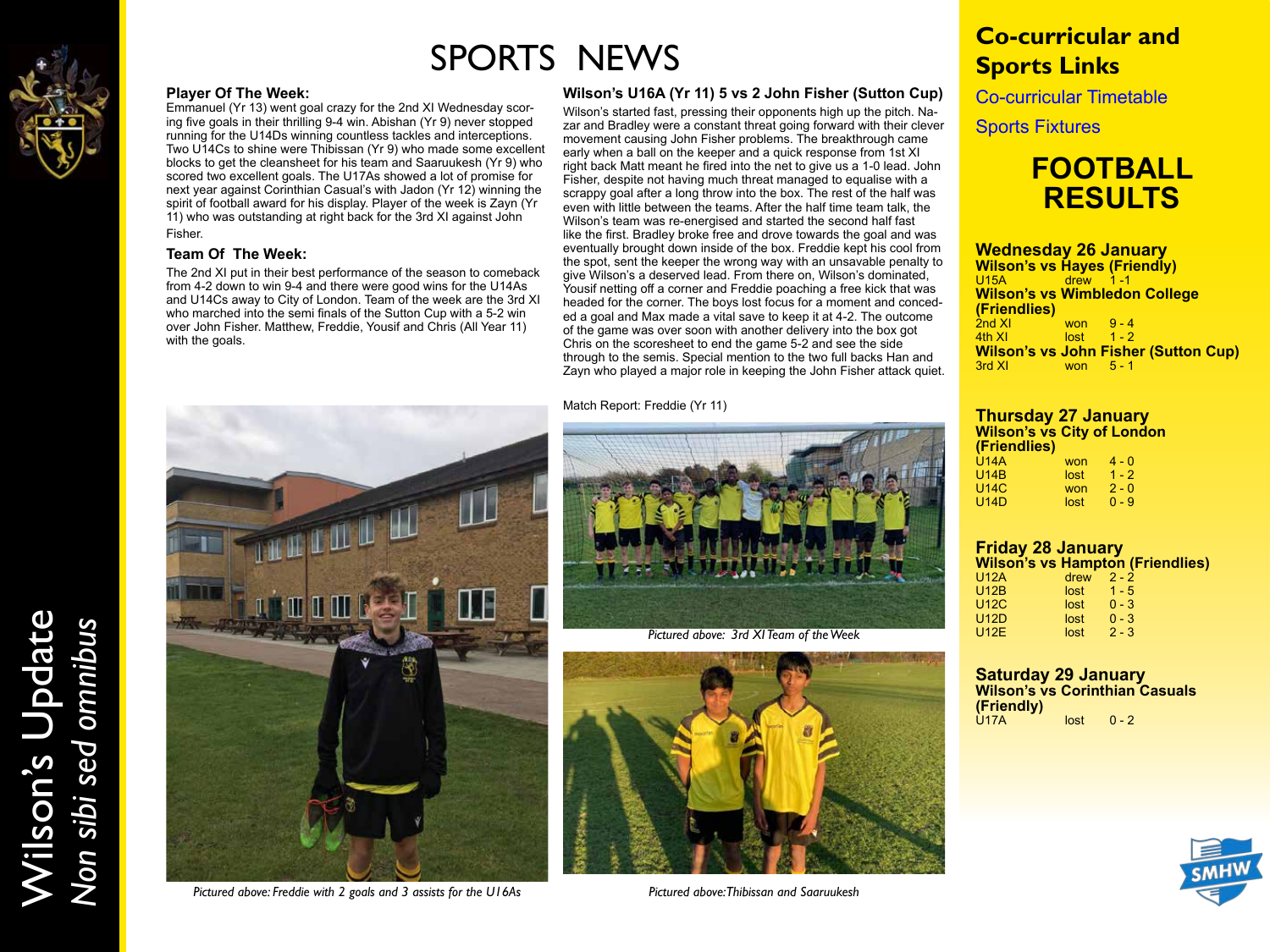# SPORTS NEWS

### Player Of The Week:

Emmanuel (Yr 13) went goal crazy for the 2nd XI Wednesday scoring five goals in their thrilling 9-4 win. Abishan (Yr 9) never stopped running for the U14Ds winning countless tackles and interceptions. Two U14Cs to shine were Thibissan (Yr 9) who made some excellent blocks to get the cleansheet for his team and Saaruukesh (Yr 9) who scored two excellent goals. The U17As showed a lot of promise for next year against Corinthian Casual's with Jadon (Yr 12) winning the spirit of football award for his display. Player of the week is Zayn (Yr 11) who was outstanding at right back for the 3rd XI against John Fisher.

### Team Of The Week:

The 2nd XI put in their best performance of the season to comeback from 4-2 down to win 9-4 and there were good wins for the U14As and U14Cs away to City of London. Team of the week are the 3rd XI who marched into the semi finals of the Sutton Cup with a 5-2 win over John Fisher. Matthew, Freddie, Yousif and Chris (All Year 11) with the goals.

*Pictured above: Freddie with 2 goals and 3 assists for the U16As*

### Wilson's U16A (Yr 11) 5 vs 2 John Fisher (Sutton Cup)

Wilson's started fast, pressing their opponents high up the pitch. Nazar and Bradley were a constant threat going forward with their clever movement causing John Fisher problems. The breakthrough came early when a ball on the keeper and a quick response from 1st XI right back Matt meant he fired into the net to give us a 1-0 lead. John Fisher, despite not having much threat managed to equalise with a scrappy goal after a long throw into the box. The rest of the half was even with little between the teams. After the half time team talk, the Wilson's team was re-energised and started the second half fast like the first. Bradley broke free and drove towards the goal and was eventually brought down inside of the box. Freddie kept his cool from the spot, sent the keeper the wrong way with an unsavable penalty to give Wilson's a deserved lead. From there on, Wilson's dominated, Yousif netting off a corner and Freddie poaching a free kick that was headed for the corner. The boys lost focus for a moment and conceded a goal and Max made a vital save to keep it at 4-2. The outcome of the game was over soon with another delivery into the box got Chris on the scoresheet to end the game 5-2 and see the side through to the semis. Special mention to the two full backs Han and Zayn who played a major role in keeping the John Fisher attack quiet.

Match Report: Freddie (Yr 11)

*Pictured above: 3rd XI Team of the Week*

*Pictured above: Thibissan and Saaruukesh*

## Co-curricular and Sports Links

Co-curricular Timetable

Sports Fixtures

## FOOTBALL RESULTS

### Wednesday 26 January

**Wilson's vs Hayes (Friendly)**

| | | |
|---|---|---|
| U15A | drew | 1 - 1 |

**Wilson's vs Wimbledon College (Friendlies)**

| | | |
|---|---|---|
| 2nd XI | won | 9 - 4 |
| 4th XI | lost | 1 - 2 |

**Wilson's vs John Fisher (Sutton Cup)**

| | | |
|---|---|---|
| 3rd XI | won | 5 - 1 |

### Thursday 27 January

**Wilson's vs City of London (Friendlies)**

| | | |
|---|---|---|
| U14A | won | 4 - 0 |
| U14B | lost | 1 - 2 |
| U14C | won | 2 - 0 |
| U14D | lost | 0 - 9 |

### Friday 28 January

**Wilson's vs Hampton (Friendlies)**

| | | |
|---|---|---|
| U12A | drew | 2 - 2 |
| U12B | lost | 1 - 5 |
| U12C | lost | 0 - 3 |
| U12D | lost | 0 - 3 |
| U12E | lost | 2 - 3 |

### Saturday 29 January

**Wilson's vs Corinthian Casuals (Friendly)**

| | | |
|---|---|---|
| U17A | lost | 0 - 2 |